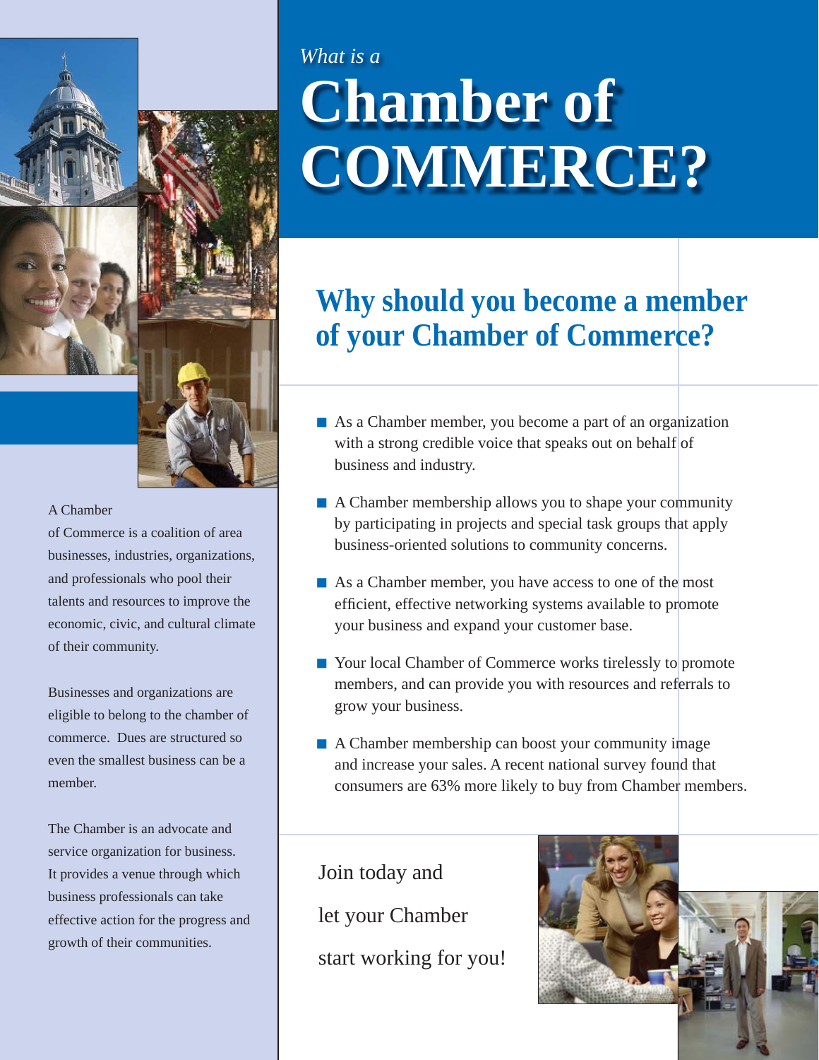*What is a*

# Chamber of COMMERCE?

A Chamber of Commerce is a coalition of area businesses, industries, organizations, and professionals who pool their talents and resources to improve the economic, civic, and cultural climate of their community.

Businesses and organizations are eligible to belong to the chamber of commerce. Dues are structured so even the smallest business can be a member.

The Chamber is an advocate and service organization for business. It provides a venue through which business professionals can take effective action for the progress and growth of their communities.

## Why should you become a member of your Chamber of Commerce?

- As a Chamber member, you become a part of an organization with a strong credible voice that speaks out on behalf of business and industry.
- A Chamber membership allows you to shape your community by participating in projects and special task groups that apply business-oriented solutions to community concerns.
- As a Chamber member, you have access to one of the most efficient, effective networking systems available to promote your business and expand your customer base.
- Your local Chamber of Commerce works tirelessly to promote members, and can provide you with resources and referrals to grow your business.
- A Chamber membership can boost your community image and increase your sales. A recent national survey found that consumers are 63% more likely to buy from Chamber members.

Join today and let your Chamber start working for you!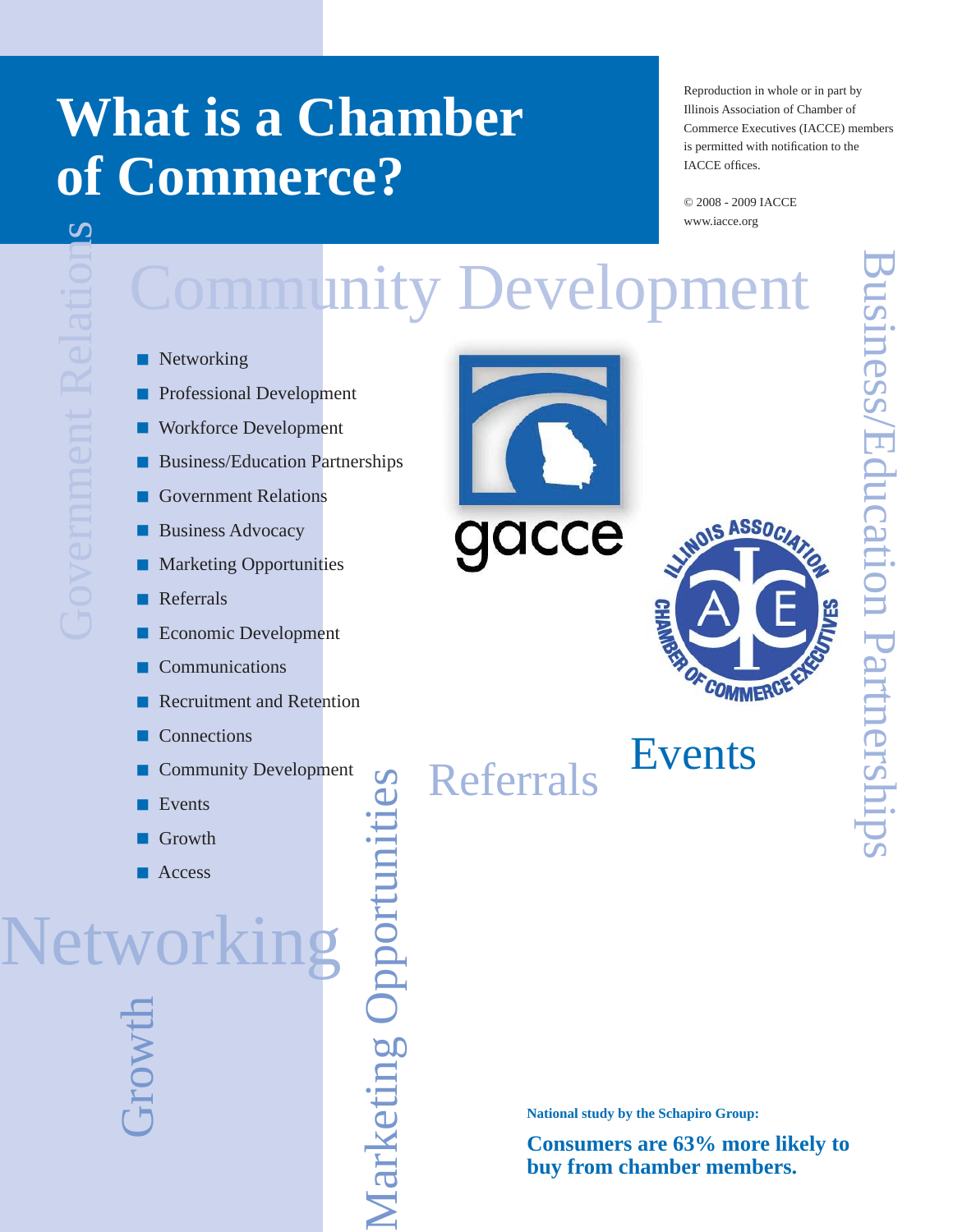# What is a Chamber of Commerce?

Reproduction in whole or in part by Illinois Association of Chamber of Commerce Executives (IACCE) members is permitted with notification to the IACCE offices.

© 2008 - 2009 IACCE
www.iacce.org

Community Development

Government Relations

Business/Education Partnerships

- Networking
- Professional Development
- Workforce Development
- Business/Education Partnerships
- Government Relations
- Business Advocacy
- Marketing Opportunities
- Referrals
- Economic Development
- Communications
- Recruitment and Retention
- Connections
- Community Development
- Events
- Growth
- Access

gacce

Illinois Association Chamber of Commerce Executives

Referrals

Events

Networking

Growth

Marketing Opportunities

**National study by the Schapiro Group:**

**Consumers are 63% more likely to buy from chamber members.**